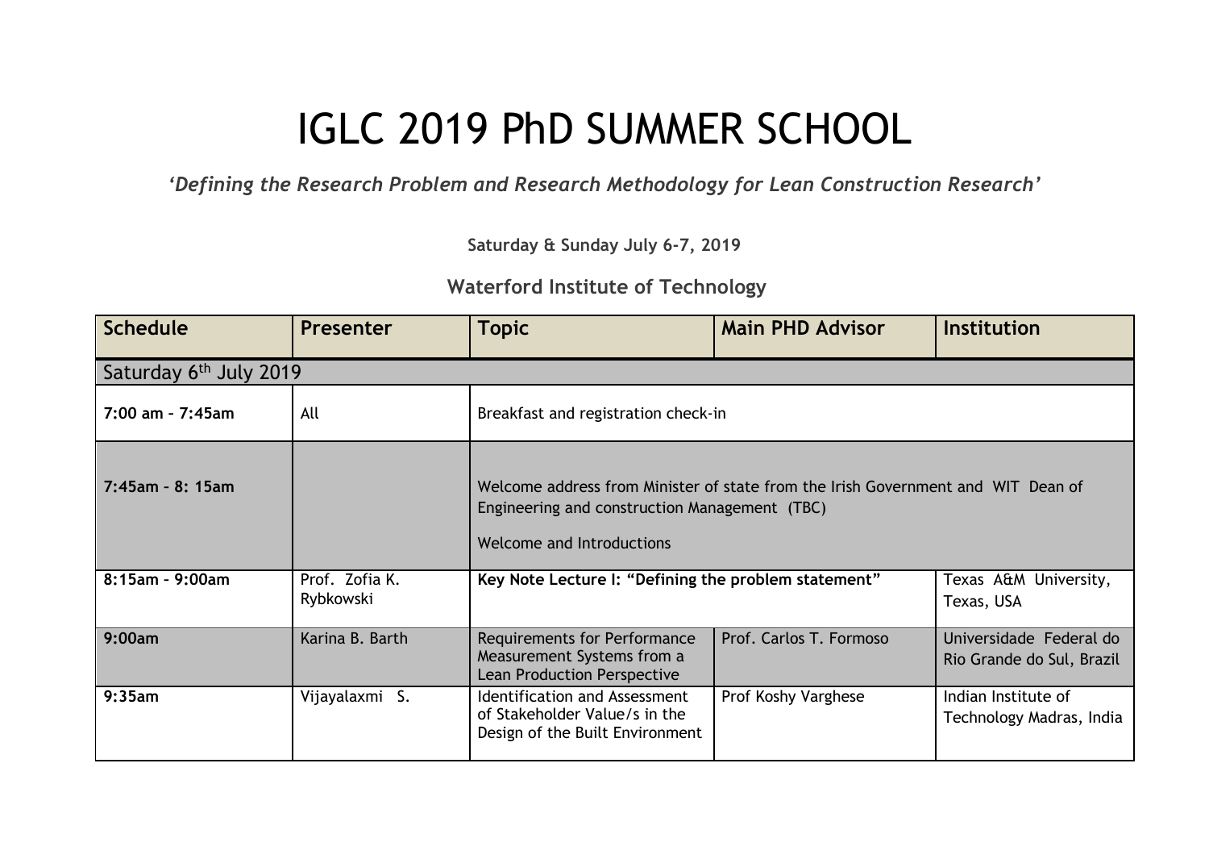# IGLC 2019 PhD SUMMER SCHOOL

*'Defining the Research Problem and Research Methodology for Lean Construction Research'*

**Saturday & Sunday July 6-7, 2019**

**Waterford Institute of Technology**

| Schedule | Presenter | Topic | Main PHD Advisor | Institution |
|---|---|---|---|---|
| Saturday 6th July 2019 | | | | |
| **7:00 am – 7:45am** | All | Breakfast and registration check-in | | |
| **7:45am – 8: 15am** | | Welcome address from Minister of state from the Irish Government and WIT Dean of Engineering and construction Management (TBC)<br>Welcome and Introductions | | |
| **8:15am – 9:00am** | Prof. Zofia K. Rybkowski | **Key Note Lecture I: "Defining the problem statement"** | | Texas A&M University, Texas, USA |
| **9:00am** | Karina B. Barth | Requirements for Performance Measurement Systems from a Lean Production Perspective | Prof. Carlos T. Formoso | Universidade Federal do Rio Grande do Sul, Brazil |
| **9:35am** | Vijayalaxmi S. | Identification and Assessment of Stakeholder Value/s in the Design of the Built Environment | Prof Koshy Varghese | Indian Institute of Technology Madras, India |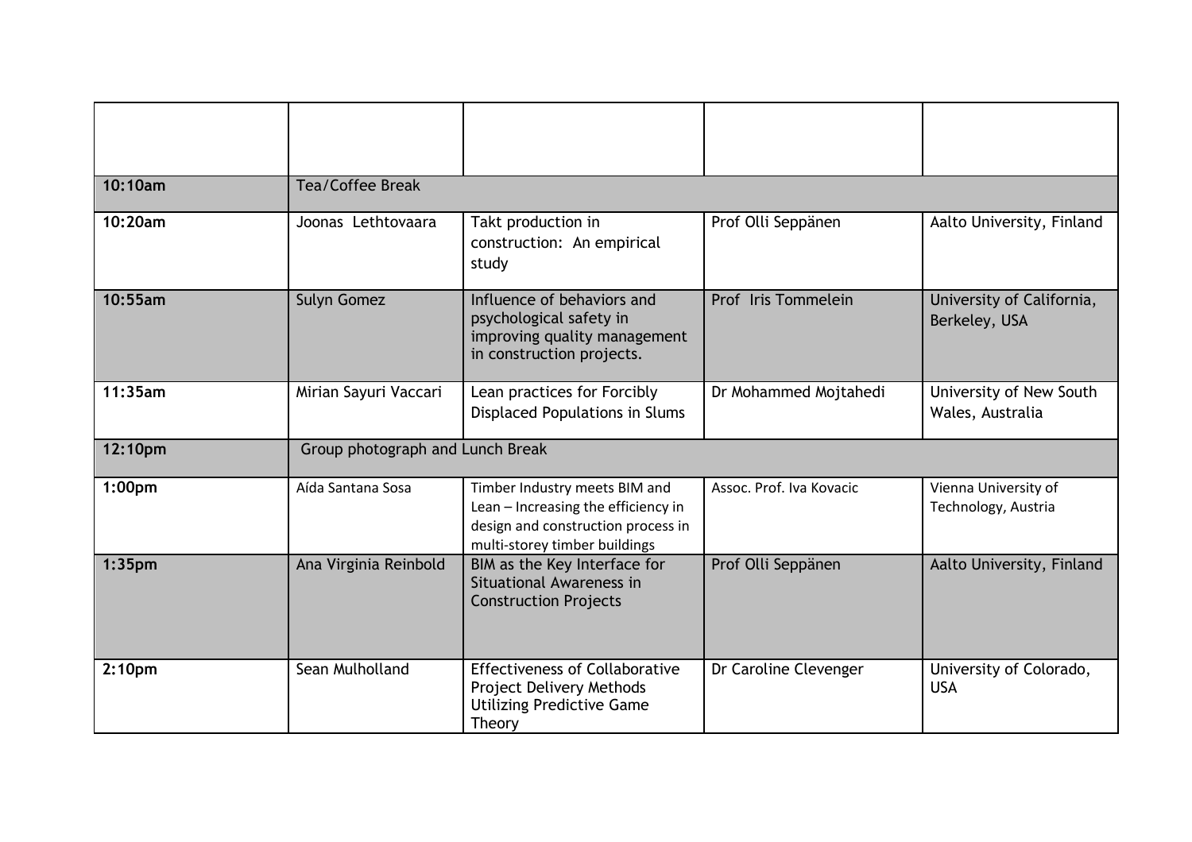| | | | | |
|---|---|---|---|---|
| 10:10am | Tea/Coffee Break | | | |
| 10:20am | Joonas Lethtovaara | Takt production in construction: An empirical study | Prof Olli Seppänen | Aalto University, Finland |
| 10:55am | Sulyn Gomez | Influence of behaviors and psychological safety in improving quality management in construction projects. | Prof Iris Tommelein | University of California, Berkeley, USA |
| 11:35am | Mirian Sayuri Vaccari | Lean practices for Forcibly Displaced Populations in Slums | Dr Mohammed Mojtahedi | University of New South Wales, Australia |
| 12:10pm | Group photograph and Lunch Break | | | |
| 1:00pm | Aída Santana Sosa | Timber Industry meets BIM and Lean – Increasing the efficiency in design and construction process in multi-storey timber buildings | Assoc. Prof. Iva Kovacic | Vienna University of Technology, Austria |
| 1:35pm | Ana Virginia Reinbold | BIM as the Key Interface for Situational Awareness in Construction Projects | Prof Olli Seppänen | Aalto University, Finland |
| 2:10pm | Sean Mulholland | Effectiveness of Collaborative Project Delivery Methods Utilizing Predictive Game Theory | Dr Caroline Clevenger | University of Colorado, USA |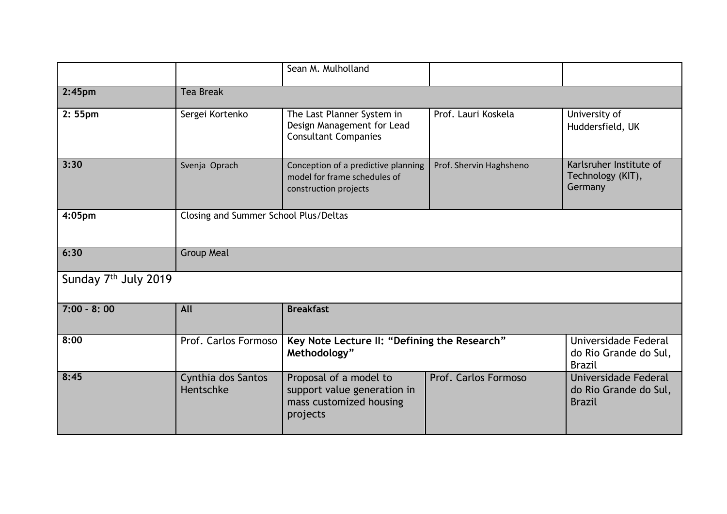| | | | | |
|---|---|---|---|---|
| | | Sean M. Mulholland | | |
| **2:45pm** | Tea Break | | | |
| **2: 55pm** | Sergei Kortenko | The Last Planner System in Design Management for Lead Consultant Companies | Prof. Lauri Koskela | University of Huddersfield, UK |
| **3:30** | Svenja Oprach | Conception of a predictive planning model for frame schedules of construction projects | Prof. Shervin Haghsheno | Karlsruher Institute of Technology (KIT), Germany |
| **4:05pm** | Closing and Summer School Plus/Deltas | | | |
| **6:30** | Group Meal | | | |
| Sunday 7th July 2019 | | | | |
| **7:00 – 8: 00** | **All** | **Breakfast** | | |
| **8:00** | Prof. Carlos Formoso | **Key Note Lecture II: "Defining the Research" Methodology"** | | Universidade Federal do Rio Grande do Sul, Brazil |
| **8:45** | Cynthia dos Santos Hentschke | Proposal of a model to support value generation in mass customized housing projects | Prof. Carlos Formoso | Universidade Federal do Rio Grande do Sul, Brazil |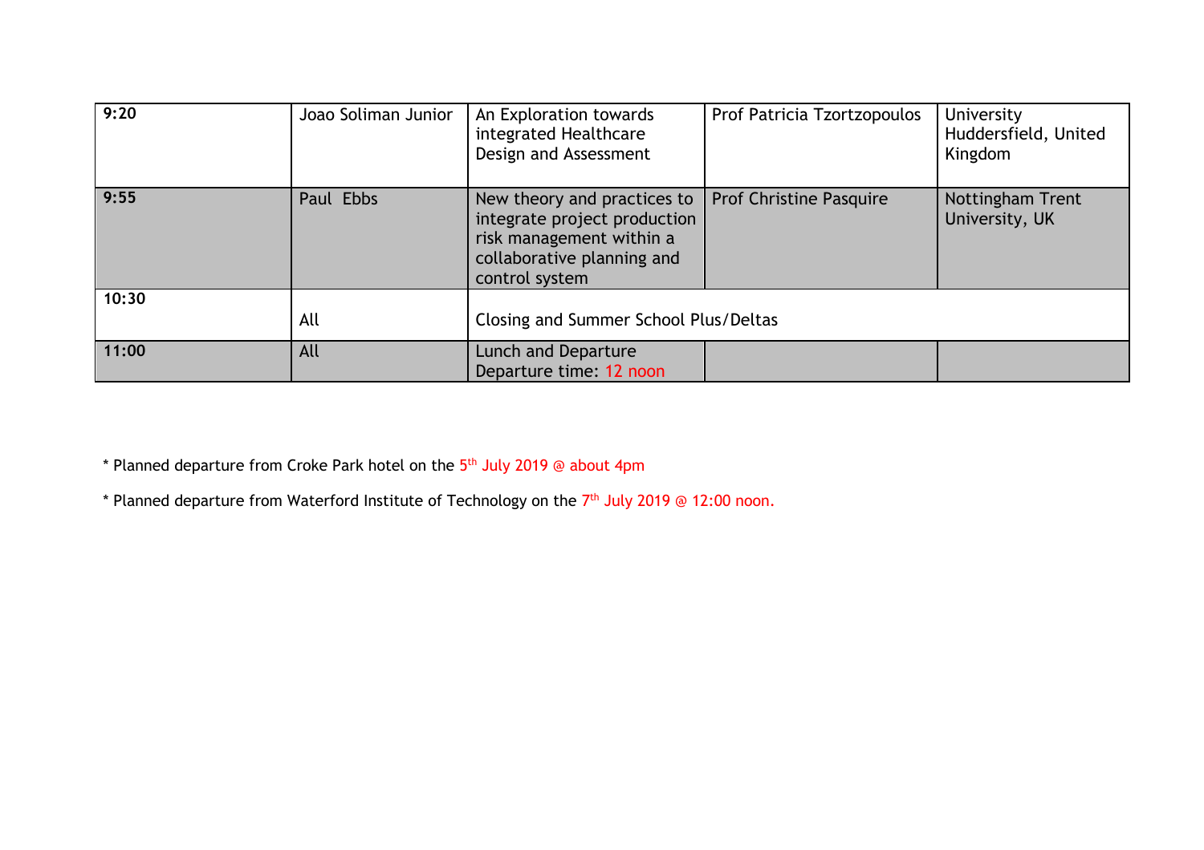| | | | | |
|---|---|---|---|---|
| **9:20** | Joao Soliman Junior | An Exploration towards integrated Healthcare Design and Assessment | Prof Patricia Tzortzopoulos | University Huddersfield, United Kingdom |
| **9:55** | Paul Ebbs | New theory and practices to integrate project production risk management within a collaborative planning and control system | Prof Christine Pasquire | Nottingham Trent University, UK |
| **10:30** | All | Closing and Summer School Plus/Deltas | | |
| **11:00** | All | Lunch and Departure Departure time: 12 noon | | |

* Planned departure from Croke Park hotel on the 5th July 2019 @ about 4pm

* Planned departure from Waterford Institute of Technology on the 7th July 2019 @ 12:00 noon.